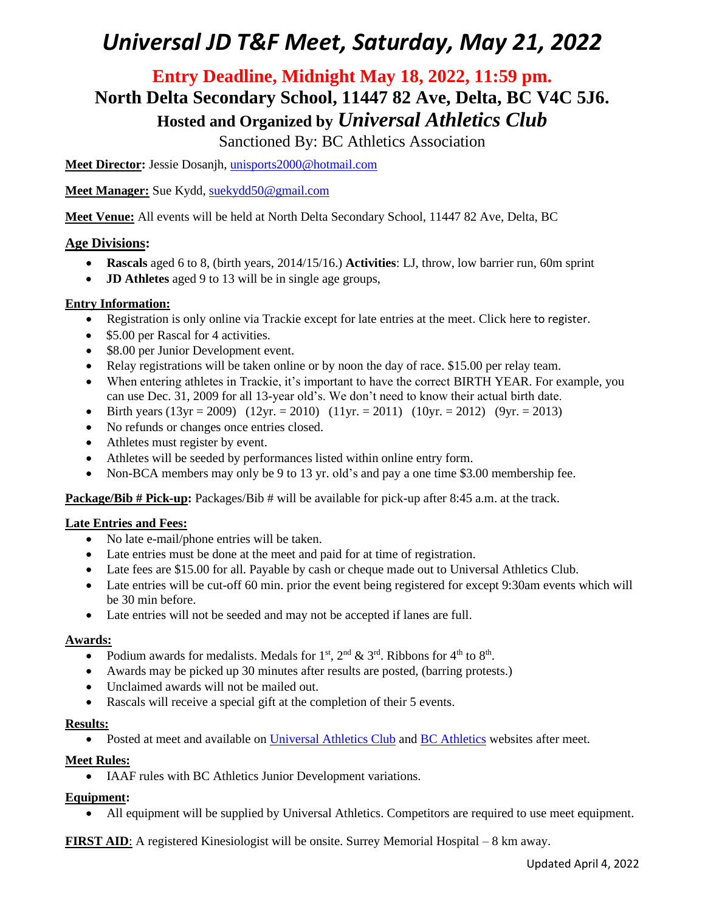# *Universal JD T&F Meet, Saturday, May 21, 2022*

## Entry Deadline, Midnight May 18, 2022, 11:59 pm.

## North Delta Secondary School, 11447 82 Ave, Delta, BC V4C 5J6.

### Hosted and Organized by *Universal Athletics Club*

Sanctioned By: BC Athletics Association

**Meet Director:** Jessie Dosanjh, unisports2000@hotmail.com

**Meet Manager:** Sue Kydd, suekydd50@gmail.com

**Meet Venue:** All events will be held at North Delta Secondary School, 11447 82 Ave, Delta, BC

**Age Divisions:**

- **Rascals** aged 6 to 8, (birth years, 2014/15/16.) **Activities**: LJ, throw, low barrier run, 60m sprint
- **JD Athletes** aged 9 to 13 will be in single age groups,

**Entry Information:**

- Registration is only online via Trackie except for late entries at the meet. Click here to register.
- $5.00 per Rascal for 4 activities.
- $8.00 per Junior Development event.
- Relay registrations will be taken online or by noon the day of race. $15.00 per relay team.
- When entering athletes in Trackie, it's important to have the correct BIRTH YEAR. For example, you can use Dec. 31, 2009 for all 13-year old's. We don't need to know their actual birth date.
- Birth years (13yr = 2009) (12yr. = 2010) (11yr. = 2011) (10yr. = 2012) (9yr. = 2013)
- No refunds or changes once entries closed.
- Athletes must register by event.
- Athletes will be seeded by performances listed within online entry form.
- Non-BCA members may only be 9 to 13 yr. old's and pay a one time $3.00 membership fee.

**Package/Bib # Pick-up:** Packages/Bib # will be available for pick-up after 8:45 a.m. at the track.

**Late Entries and Fees:**

- No late e-mail/phone entries will be taken.
- Late entries must be done at the meet and paid for at time of registration.
- Late fees are $15.00 for all. Payable by cash or cheque made out to Universal Athletics Club.
- Late entries will be cut-off 60 min. prior the event being registered for except 9:30am events which will be 30 min before.
- Late entries will not be seeded and may not be accepted if lanes are full.

**Awards:**

- Podium awards for medalists. Medals for 1st, 2nd & 3rd. Ribbons for 4th to 8th.
- Awards may be picked up 30 minutes after results are posted, (barring protests.)
- Unclaimed awards will not be mailed out.
- Rascals will receive a special gift at the completion of their 5 events.

**Results:**

- Posted at meet and available on Universal Athletics Club and BC Athletics websites after meet.

**Meet Rules:**

- IAAF rules with BC Athletics Junior Development variations.

**Equipment:**

- All equipment will be supplied by Universal Athletics. Competitors are required to use meet equipment.

**FIRST AID**: A registered Kinesiologist will be onsite. Surrey Memorial Hospital – 8 km away.

Updated April 4, 2022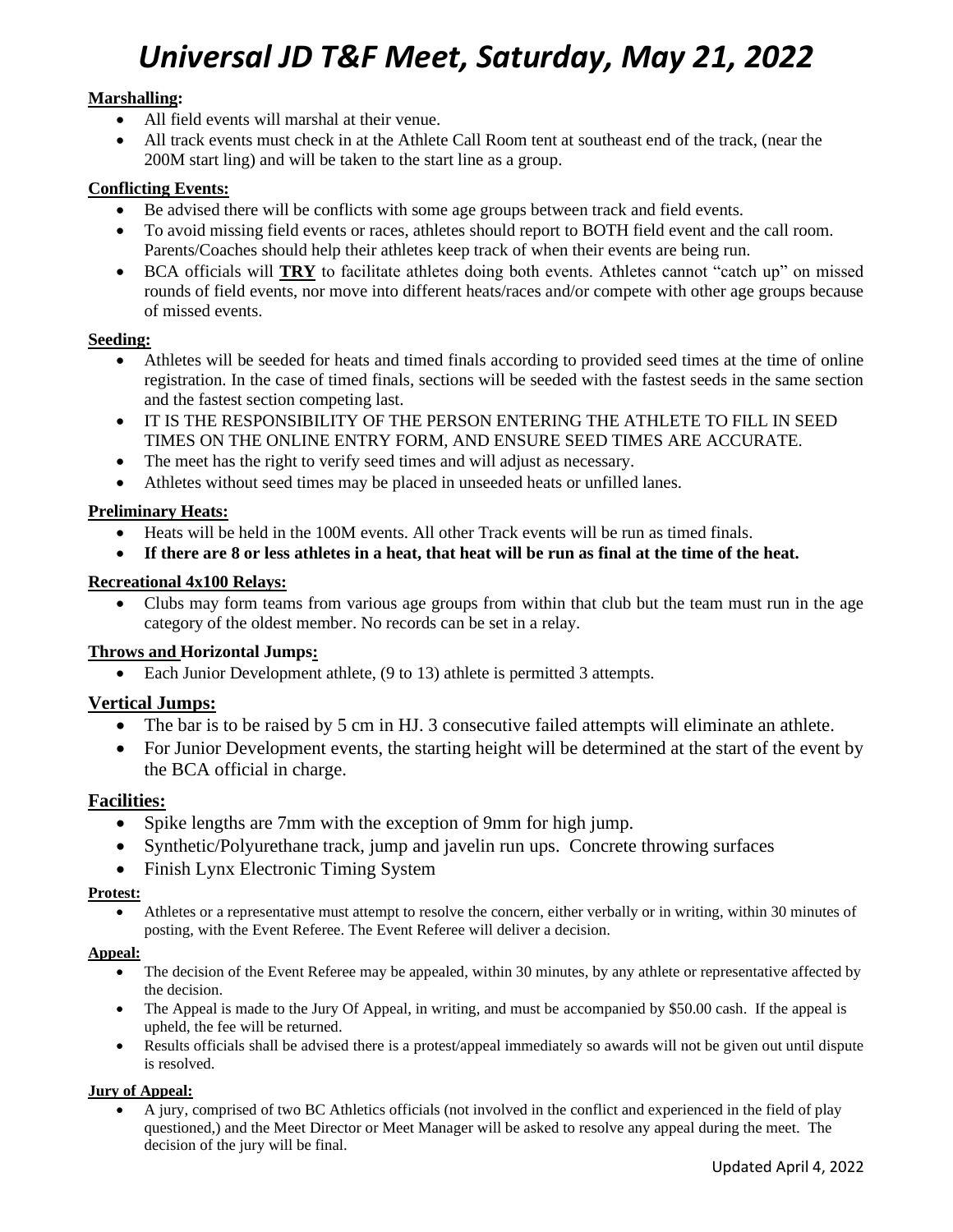# *Universal JD T&F Meet, Saturday, May 21, 2022*

**Marshalling:**

- All field events will marshal at their venue.
- All track events must check in at the Athlete Call Room tent at southeast end of the track, (near the 200M start ling) and will be taken to the start line as a group.

**Conflicting Events:**

- Be advised there will be conflicts with some age groups between track and field events.
- To avoid missing field events or races, athletes should report to BOTH field event and the call room. Parents/Coaches should help their athletes keep track of when their events are being run.
- BCA officials will **TRY** to facilitate athletes doing both events. Athletes cannot "catch up" on missed rounds of field events, nor move into different heats/races and/or compete with other age groups because of missed events.

**Seeding:**

- Athletes will be seeded for heats and timed finals according to provided seed times at the time of online registration. In the case of timed finals, sections will be seeded with the fastest seeds in the same section and the fastest section competing last.
- IT IS THE RESPONSIBILITY OF THE PERSON ENTERING THE ATHLETE TO FILL IN SEED TIMES ON THE ONLINE ENTRY FORM, AND ENSURE SEED TIMES ARE ACCURATE.
- The meet has the right to verify seed times and will adjust as necessary.
- Athletes without seed times may be placed in unseeded heats or unfilled lanes.

**Preliminary Heats:**

- Heats will be held in the 100M events. All other Track events will be run as timed finals.
- **If there are 8 or less athletes in a heat, that heat will be run as final at the time of the heat.**

**Recreational 4x100 Relays:**

- Clubs may form teams from various age groups from within that club but the team must run in the age category of the oldest member. No records can be set in a relay.

**Throws and Horizontal Jumps:**

- Each Junior Development athlete, (9 to 13) athlete is permitted 3 attempts.

**Vertical Jumps:**

- The bar is to be raised by 5 cm in HJ. 3 consecutive failed attempts will eliminate an athlete.
- For Junior Development events, the starting height will be determined at the start of the event by the BCA official in charge.

**Facilities:**

- Spike lengths are 7mm with the exception of 9mm for high jump.
- Synthetic/Polyurethane track, jump and javelin run ups. Concrete throwing surfaces
- Finish Lynx Electronic Timing System

**Protest:**

- Athletes or a representative must attempt to resolve the concern, either verbally or in writing, within 30 minutes of posting, with the Event Referee. The Event Referee will deliver a decision.

**Appeal:**

- The decision of the Event Referee may be appealed, within 30 minutes, by any athlete or representative affected by the decision.
- The Appeal is made to the Jury Of Appeal, in writing, and must be accompanied by $50.00 cash. If the appeal is upheld, the fee will be returned.
- Results officials shall be advised there is a protest/appeal immediately so awards will not be given out until dispute is resolved.

**Jury of Appeal:**

- A jury, comprised of two BC Athletics officials (not involved in the conflict and experienced in the field of play questioned,) and the Meet Director or Meet Manager will be asked to resolve any appeal during the meet. The decision of the jury will be final.

Updated April 4, 2022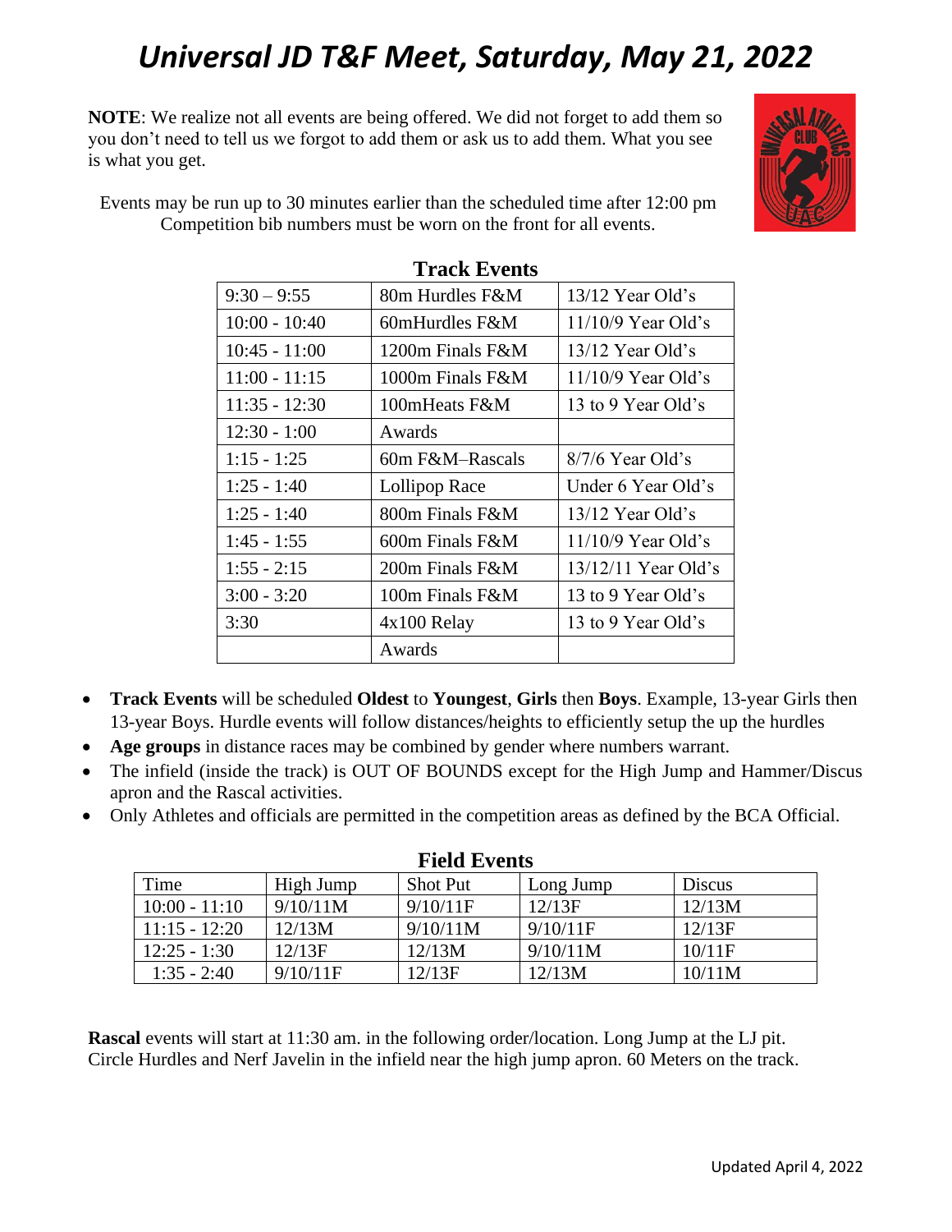# *Universal JD T&F Meet, Saturday, May 21, 2022*

**NOTE**: We realize not all events are being offered. We did not forget to add them so you don't need to tell us we forgot to add them or ask us to add them. What you see is what you get.

Events may be run up to 30 minutes earlier than the scheduled time after 12:00 pm
Competition bib numbers must be worn on the front for all events.

## Track Events

| | | |
|---|---|---|
| 9:30 – 9:55 | 80m Hurdles F&M | 13/12 Year Old's |
| 10:00 - 10:40 | 60mHurdles F&M | 11/10/9 Year Old's |
| 10:45 - 11:00 | 1200m Finals F&M | 13/12 Year Old's |
| 11:00 - 11:15 | 1000m Finals F&M | 11/10/9 Year Old's |
| 11:35 - 12:30 | 100mHeats F&M | 13 to 9 Year Old's |
| 12:30 - 1:00 | Awards | |
| 1:15 - 1:25 | 60m F&M–Rascals | 8/7/6 Year Old's |
| 1:25 - 1:40 | Lollipop Race | Under 6 Year Old's |
| 1:25 - 1:40 | 800m Finals F&M | 13/12 Year Old's |
| 1:45 - 1:55 | 600m Finals F&M | 11/10/9 Year Old's |
| 1:55 - 2:15 | 200m Finals F&M | 13/12/11 Year Old's |
| 3:00 - 3:20 | 100m Finals F&M | 13 to 9 Year Old's |
| 3:30 | 4x100 Relay | 13 to 9 Year Old's |
| | Awards | |

- **Track Events** will be scheduled **Oldest** to **Youngest**, **Girls** then **Boys**. Example, 13-year Girls then 13-year Boys. Hurdle events will follow distances/heights to efficiently setup the up the hurdles
- **Age groups** in distance races may be combined by gender where numbers warrant.
- The infield (inside the track) is OUT OF BOUNDS except for the High Jump and Hammer/Discus apron and the Rascal activities.
- Only Athletes and officials are permitted in the competition areas as defined by the BCA Official.

## Field Events

| Time | High Jump | Shot Put | Long Jump | Discus |
|---|---|---|---|---|
| 10:00 - 11:10 | 9/10/11M | 9/10/11F | 12/13F | 12/13M |
| 11:15 - 12:20 | 12/13M | 9/10/11M | 9/10/11F | 12/13F |
| 12:25 - 1:30 | 12/13F | 12/13M | 9/10/11M | 10/11F |
| 1:35 - 2:40 | 9/10/11F | 12/13F | 12/13M | 10/11M |

**Rascal** events will start at 11:30 am. in the following order/location. Long Jump at the LJ pit. Circle Hurdles and Nerf Javelin in the infield near the high jump apron. 60 Meters on the track.

Updated April 4, 2022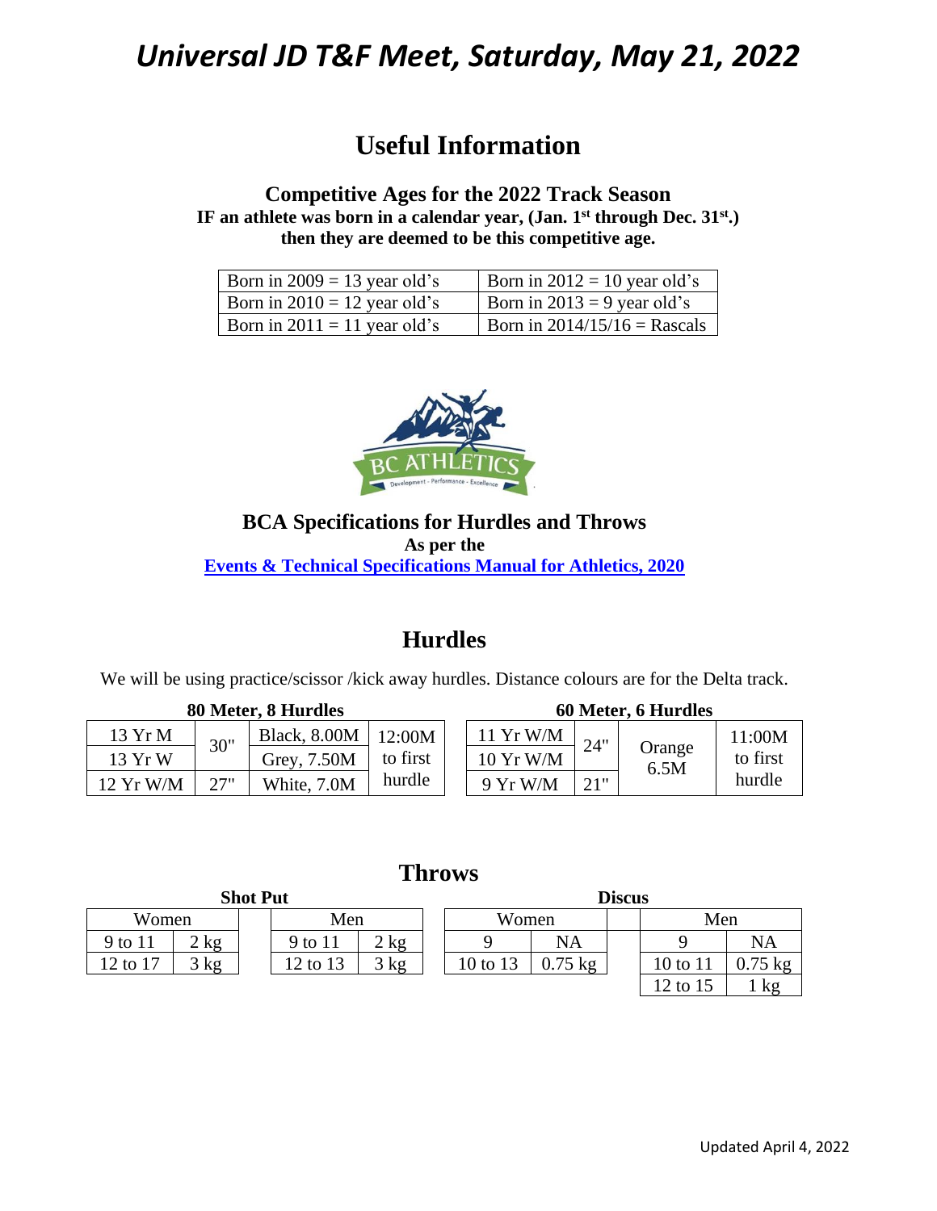# *Universal JD T&F Meet, Saturday, May 21, 2022*

## Useful Information

### Competitive Ages for the 2022 Track Season

**IF an athlete was born in a calendar year, (Jan. 1st through Dec. 31st.) then they are deemed to be this competitive age.**

| | |
|---|---|
| Born in 2009 = 13 year old's | Born in 2012 = 10 year old's |
| Born in 2010 = 12 year old's | Born in 2013 = 9 year old's |
| Born in 2011 = 11 year old's | Born in 2014/15/16 = Rascals |

### BCA Specifications for Hurdles and Throws

**As per the**

**Events & Technical Specifications Manual for Athletics, 2020**

## Hurdles

We will be using practice/scissor /kick away hurdles. Distance colours are for the Delta track.

**80 Meter, 8 Hurdles**

| | | | |
|---|---|---|---|
| 13 Yr M | 30" | Black, 8.00M | 12:00M to first hurdle |
| 13 Yr W | | Grey, 7.50M | |
| 12 Yr W/M | 27" | White, 7.0M | |

**60 Meter, 6 Hurdles**

| | | | |
|---|---|---|---|
| 11 Yr W/M | 24" | Orange 6.5M | 11:00M to first hurdle |
| 10 Yr W/M | | | |
| 9 Yr W/M | 21" | | |

## Throws

**Shot Put**

| Women | | Men | |
|---|---|---|---|
| 9 to 11 | 2 kg | 9 to 11 | 2 kg |
| 12 to 17 | 3 kg | 12 to 13 | 3 kg |

**Discus**

| Women | | Men | |
|---|---|---|---|
| 9 | NA | 9 | NA |
| 10 to 13 | 0.75 kg | 10 to 11 | 0.75 kg |
| | | 12 to 15 | 1 kg |

Updated April 4, 2022